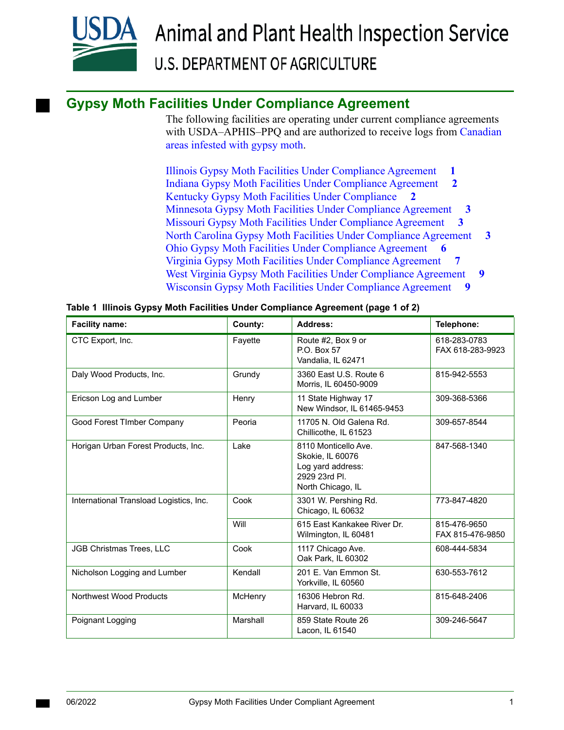# Animal and Plant Health Inspection Service

## U.S. DEPARTMENT OF AGRICULTURE

## Gypsy Moth Facilities Under Compliance Agreement

The following facilities are operating under current compliance agreements with USDA–APHIS–PPQ and are authorized to receive logs from Canadian areas infested with gypsy moth.

- Illinois Gypsy Moth Facilities Under Compliance Agreement **1**
- Indiana Gypsy Moth Facilities Under Compliance Agreement **2**
- Kentucky Gypsy Moth Facilities Under Compliance **2**
- Minnesota Gypsy Moth Facilities Under Compliance Agreement **3**
- Missouri Gypsy Moth Facilities Under Compliance Agreement **3**
- North Carolina Gypsy Moth Facilities Under Compliance Agreement **3**
- Ohio Gypsy Moth Facilities Under Compliance Agreement **6**
- Virginia Gypsy Moth Facilities Under Compliance Agreement **7**
- West Virginia Gypsy Moth Facilities Under Compliance Agreement **9**
- Wisconsin Gypsy Moth Facilities Under Compliance Agreement **9**

**Table 1 Illinois Gypsy Moth Facilities Under Compliance Agreement (page 1 of 2)**

| Facility name: | County: | Address: | Telephone: |
|---|---|---|---|
| CTC Export, Inc. | Fayette | Route #2, Box 9 or<br>P.O. Box 57<br>Vandalia, IL 62471 | 618-283-0783<br>FAX 618-283-9923 |
| Daly Wood Products, Inc. | Grundy | 3360 East U.S. Route 6<br>Morris, IL 60450-9009 | 815-942-5553 |
| Ericson Log and Lumber | Henry | 11 State Highway 17<br>New Windsor, IL 61465-9453 | 309-368-5366 |
| Good Forest TImber Company | Peoria | 11705 N. Old Galena Rd.<br>Chillicothe, IL 61523 | 309-657-8544 |
| Horigan Urban Forest Products, Inc. | Lake | 8110 Monticello Ave.<br>Skokie, IL 60076<br>Log yard address:<br>2929 23rd Pl.<br>North Chicago, IL | 847-568-1340 |
| International Transload Logistics, Inc. | Cook | 3301 W. Pershing Rd.<br>Chicago, IL 60632 | 773-847-4820 |
| | Will | 615 East Kankakee River Dr.<br>Wilmington, IL 60481 | 815-476-9650<br>FAX 815-476-9850 |
| JGB Christmas Trees, LLC | Cook | 1117 Chicago Ave.<br>Oak Park, IL 60302 | 608-444-5834 |
| Nicholson Logging and Lumber | Kendall | 201 E. Van Emmon St.<br>Yorkville, IL 60560 | 630-553-7612 |
| Northwest Wood Products | McHenry | 16306 Hebron Rd.<br>Harvard, IL 60033 | 815-648-2406 |
| Poignant Logging | Marshall | 859 State Route 26<br>Lacon, IL 61540 | 309-246-5647 |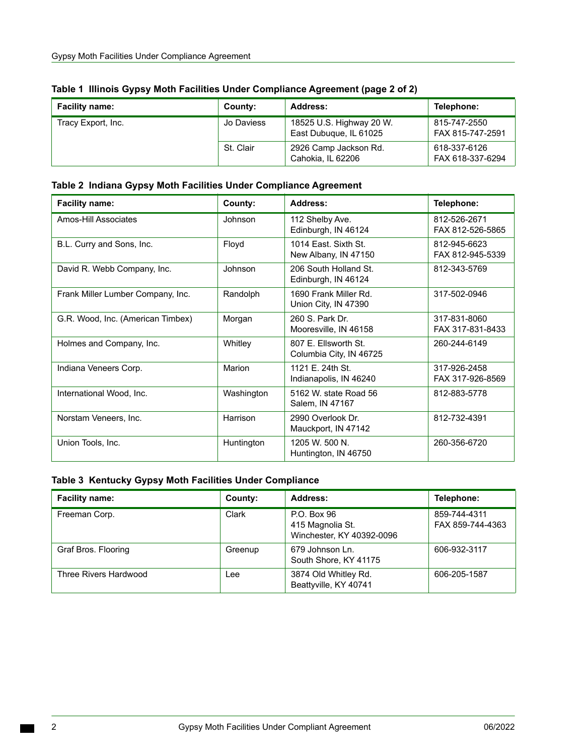**Table 1 Illinois Gypsy Moth Facilities Under Compliance Agreement (page 2 of 2)**

| Facility name: | County: | Address: | Telephone: |
|---|---|---|---|
| Tracy Export, Inc. | Jo Daviess | 18525 U.S. Highway 20 W.<br>East Dubuque, IL 61025 | 815-747-2550<br>FAX 815-747-2591 |
| | St. Clair | 2926 Camp Jackson Rd.<br>Cahokia, IL 62206 | 618-337-6126<br>FAX 618-337-6294 |

**Table 2 Indiana Gypsy Moth Facilities Under Compliance Agreement**

| Facility name: | County: | Address: | Telephone: |
|---|---|---|---|
| Amos-Hill Associates | Johnson | 112 Shelby Ave.<br>Edinburgh, IN 46124 | 812-526-2671<br>FAX 812-526-5865 |
| B.L. Curry and Sons, Inc. | Floyd | 1014 East. Sixth St.<br>New Albany, IN 47150 | 812-945-6623<br>FAX 812-945-5339 |
| David R. Webb Company, Inc. | Johnson | 206 South Holland St.<br>Edinburgh, IN 46124 | 812-343-5769 |
| Frank Miller Lumber Company, Inc. | Randolph | 1690 Frank Miller Rd.<br>Union City, IN 47390 | 317-502-0946 |
| G.R. Wood, Inc. (American Timbex) | Morgan | 260 S. Park Dr.<br>Mooresville, IN 46158 | 317-831-8060<br>FAX 317-831-8433 |
| Holmes and Company, Inc. | Whitley | 807 E. Ellsworth St.<br>Columbia City, IN 46725 | 260-244-6149 |
| Indiana Veneers Corp. | Marion | 1121 E. 24th St.<br>Indianapolis, IN 46240 | 317-926-2458<br>FAX 317-926-8569 |
| International Wood, Inc. | Washington | 5162 W. state Road 56<br>Salem, IN 47167 | 812-883-5778 |
| Norstam Veneers, Inc. | Harrison | 2990 Overlook Dr.<br>Mauckport, IN 47142 | 812-732-4391 |
| Union Tools, Inc. | Huntington | 1205 W. 500 N.<br>Huntington, IN 46750 | 260-356-6720 |

**Table 3 Kentucky Gypsy Moth Facilities Under Compliance**

| Facility name: | County: | Address: | Telephone: |
|---|---|---|---|
| Freeman Corp. | Clark | P.O. Box 96<br>415 Magnolia St.<br>Winchester, KY 40392-0096 | 859-744-4311<br>FAX 859-744-4363 |
| Graf Bros. Flooring | Greenup | 679 Johnson Ln.<br>South Shore, KY 41175 | 606-932-3117 |
| Three Rivers Hardwood | Lee | 3874 Old Whitley Rd.<br>Beattyville, KY 40741 | 606-205-1587 |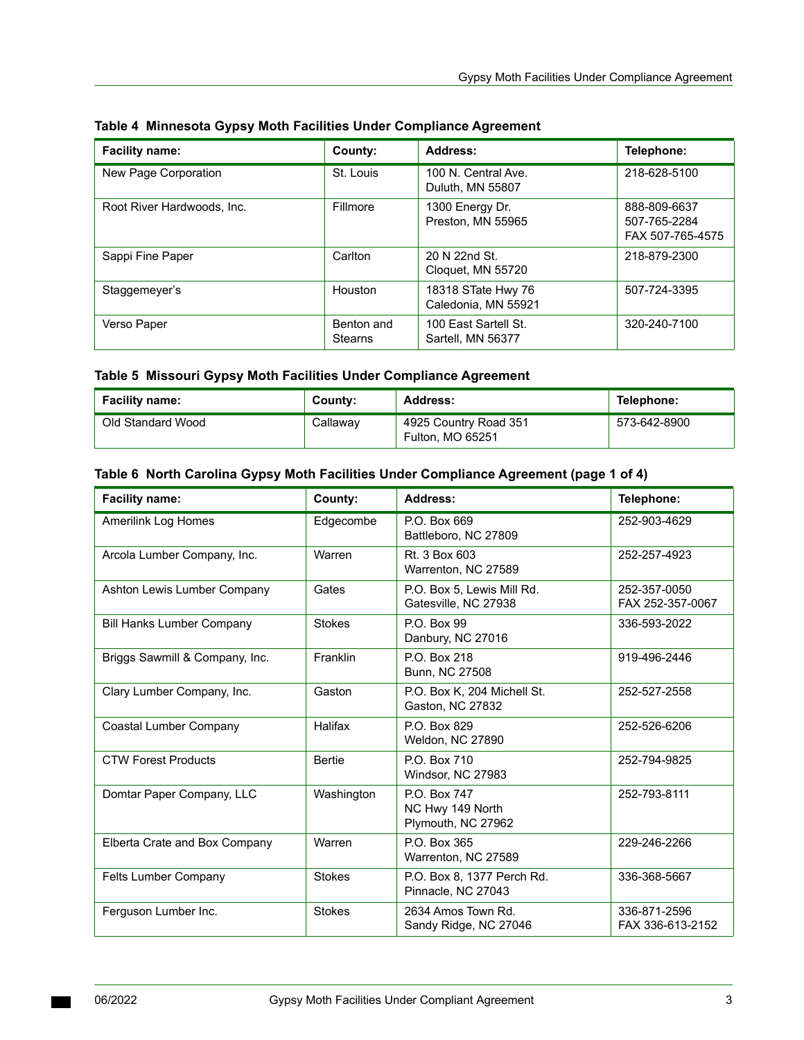**Table 4 Minnesota Gypsy Moth Facilities Under Compliance Agreement**

| Facility name: | County: | Address: | Telephone: |
|---|---|---|---|
| New Page Corporation | St. Louis | 100 N. Central Ave.<br>Duluth, MN 55807 | 218-628-5100 |
| Root River Hardwoods, Inc. | Fillmore | 1300 Energy Dr.<br>Preston, MN 55965 | 888-809-6637<br>507-765-2284<br>FAX 507-765-4575 |
| Sappi Fine Paper | Carlton | 20 N 22nd St.<br>Cloquet, MN 55720 | 218-879-2300 |
| Staggemeyer's | Houston | 18318 STate Hwy 76<br>Caledonia, MN 55921 | 507-724-3395 |
| Verso Paper | Benton and Stearns | 100 East Sartell St.<br>Sartell, MN 56377 | 320-240-7100 |

**Table 5 Missouri Gypsy Moth Facilities Under Compliance Agreement**

| Facility name: | County: | Address: | Telephone: |
|---|---|---|---|
| Old Standard Wood | Callaway | 4925 Country Road 351<br>Fulton, MO 65251 | 573-642-8900 |

**Table 6 North Carolina Gypsy Moth Facilities Under Compliance Agreement (page 1 of 4)**

| Facility name: | County: | Address: | Telephone: |
|---|---|---|---|
| Amerilink Log Homes | Edgecombe | P.O. Box 669<br>Battleboro, NC 27809 | 252-903-4629 |
| Arcola Lumber Company, Inc. | Warren | Rt. 3 Box 603<br>Warrenton, NC 27589 | 252-257-4923 |
| Ashton Lewis Lumber Company | Gates | P.O. Box 5, Lewis Mill Rd.<br>Gatesville, NC 27938 | 252-357-0050<br>FAX 252-357-0067 |
| Bill Hanks Lumber Company | Stokes | P.O. Box 99<br>Danbury, NC 27016 | 336-593-2022 |
| Briggs Sawmill & Company, Inc. | Franklin | P.O. Box 218<br>Bunn, NC 27508 | 919-496-2446 |
| Clary Lumber Company, Inc. | Gaston | P.O. Box K, 204 Michell St.<br>Gaston, NC 27832 | 252-527-2558 |
| Coastal Lumber Company | Halifax | P.O. Box 829<br>Weldon, NC 27890 | 252-526-6206 |
| CTW Forest Products | Bertie | P.O. Box 710<br>Windsor, NC 27983 | 252-794-9825 |
| Domtar Paper Company, LLC | Washington | P.O. Box 747<br>NC Hwy 149 North<br>Plymouth, NC 27962 | 252-793-8111 |
| Elberta Crate and Box Company | Warren | P.O. Box 365<br>Warrenton, NC 27589 | 229-246-2266 |
| Felts Lumber Company | Stokes | P.O. Box 8, 1377 Perch Rd.<br>Pinnacle, NC 27043 | 336-368-5667 |
| Ferguson Lumber Inc. | Stokes | 2634 Amos Town Rd.<br>Sandy Ridge, NC 27046 | 336-871-2596<br>FAX 336-613-2152 |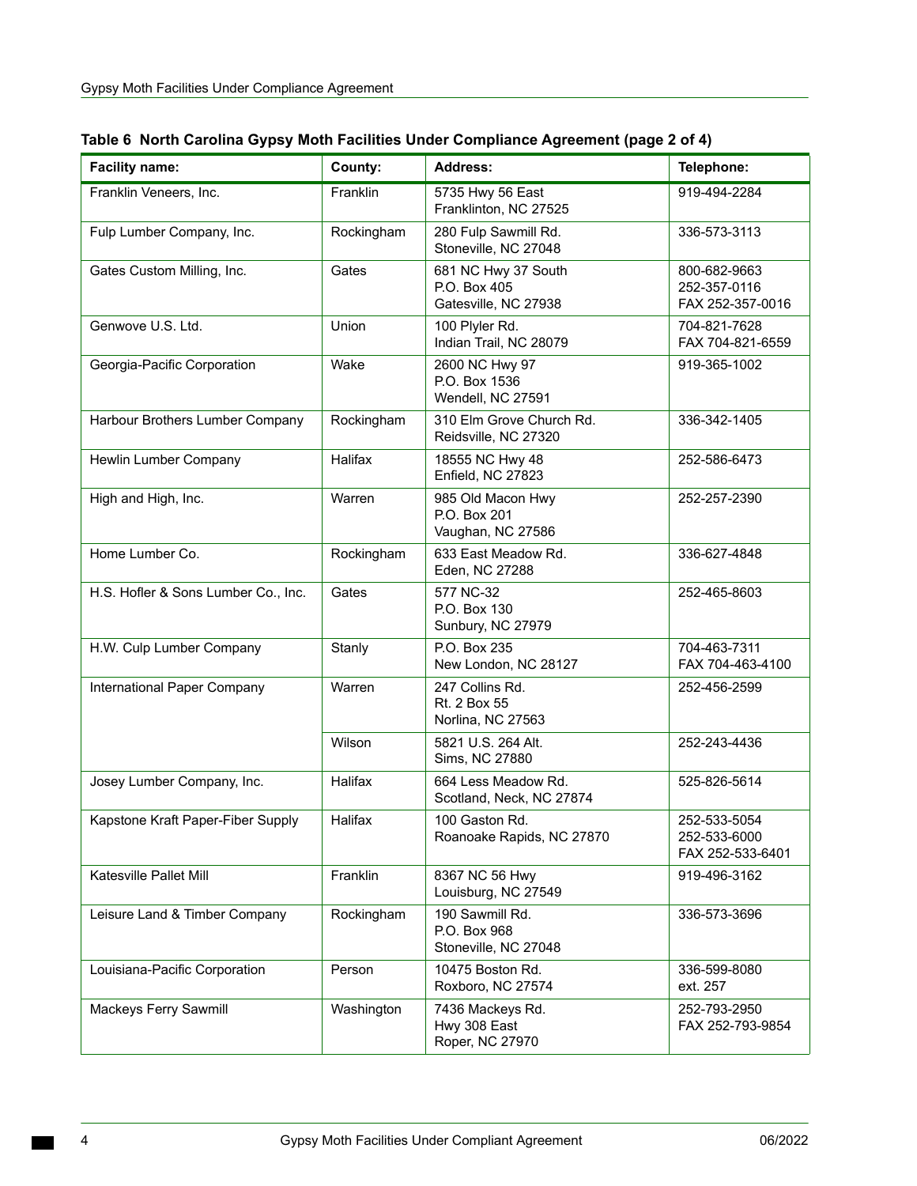**Table 6 North Carolina Gypsy Moth Facilities Under Compliance Agreement (page 2 of 4)**

| Facility name: | County: | Address: | Telephone: |
|---|---|---|---|
| Franklin Veneers, Inc. | Franklin | 5735 Hwy 56 East<br>Franklinton, NC 27525 | 919-494-2284 |
| Fulp Lumber Company, Inc. | Rockingham | 280 Fulp Sawmill Rd.<br>Stoneville, NC 27048 | 336-573-3113 |
| Gates Custom Milling, Inc. | Gates | 681 NC Hwy 37 South<br>P.O. Box 405<br>Gatesville, NC 27938 | 800-682-9663<br>252-357-0116<br>FAX 252-357-0016 |
| Genwove U.S. Ltd. | Union | 100 Plyler Rd.<br>Indian Trail, NC 28079 | 704-821-7628<br>FAX 704-821-6559 |
| Georgia-Pacific Corporation | Wake | 2600 NC Hwy 97<br>P.O. Box 1536<br>Wendell, NC 27591 | 919-365-1002 |
| Harbour Brothers Lumber Company | Rockingham | 310 Elm Grove Church Rd.<br>Reidsville, NC 27320 | 336-342-1405 |
| Hewlin Lumber Company | Halifax | 18555 NC Hwy 48<br>Enfield, NC 27823 | 252-586-6473 |
| High and High, Inc. | Warren | 985 Old Macon Hwy<br>P.O. Box 201<br>Vaughan, NC 27586 | 252-257-2390 |
| Home Lumber Co. | Rockingham | 633 East Meadow Rd.<br>Eden, NC 27288 | 336-627-4848 |
| H.S. Hofler & Sons Lumber Co., Inc. | Gates | 577 NC-32<br>P.O. Box 130<br>Sunbury, NC 27979 | 252-465-8603 |
| H.W. Culp Lumber Company | Stanly | P.O. Box 235<br>New London, NC 28127 | 704-463-7311<br>FAX 704-463-4100 |
| International Paper Company | Warren | 247 Collins Rd.<br>Rt. 2 Box 55<br>Norlina, NC 27563 | 252-456-2599 |
| | Wilson | 5821 U.S. 264 Alt.<br>Sims, NC 27880 | 252-243-4436 |
| Josey Lumber Company, Inc. | Halifax | 664 Less Meadow Rd.<br>Scotland, Neck, NC 27874 | 525-826-5614 |
| Kapstone Kraft Paper-Fiber Supply | Halifax | 100 Gaston Rd.<br>Roanoake Rapids, NC 27870 | 252-533-5054<br>252-533-6000<br>FAX 252-533-6401 |
| Katesville Pallet Mill | Franklin | 8367 NC 56 Hwy<br>Louisburg, NC 27549 | 919-496-3162 |
| Leisure Land & Timber Company | Rockingham | 190 Sawmill Rd.<br>P.O. Box 968<br>Stoneville, NC 27048 | 336-573-3696 |
| Louisiana-Pacific Corporation | Person | 10475 Boston Rd.<br>Roxboro, NC 27574 | 336-599-8080<br>ext. 257 |
| Mackeys Ferry Sawmill | Washington | 7436 Mackeys Rd.<br>Hwy 308 East<br>Roper, NC 27970 | 252-793-2950<br>FAX 252-793-9854 |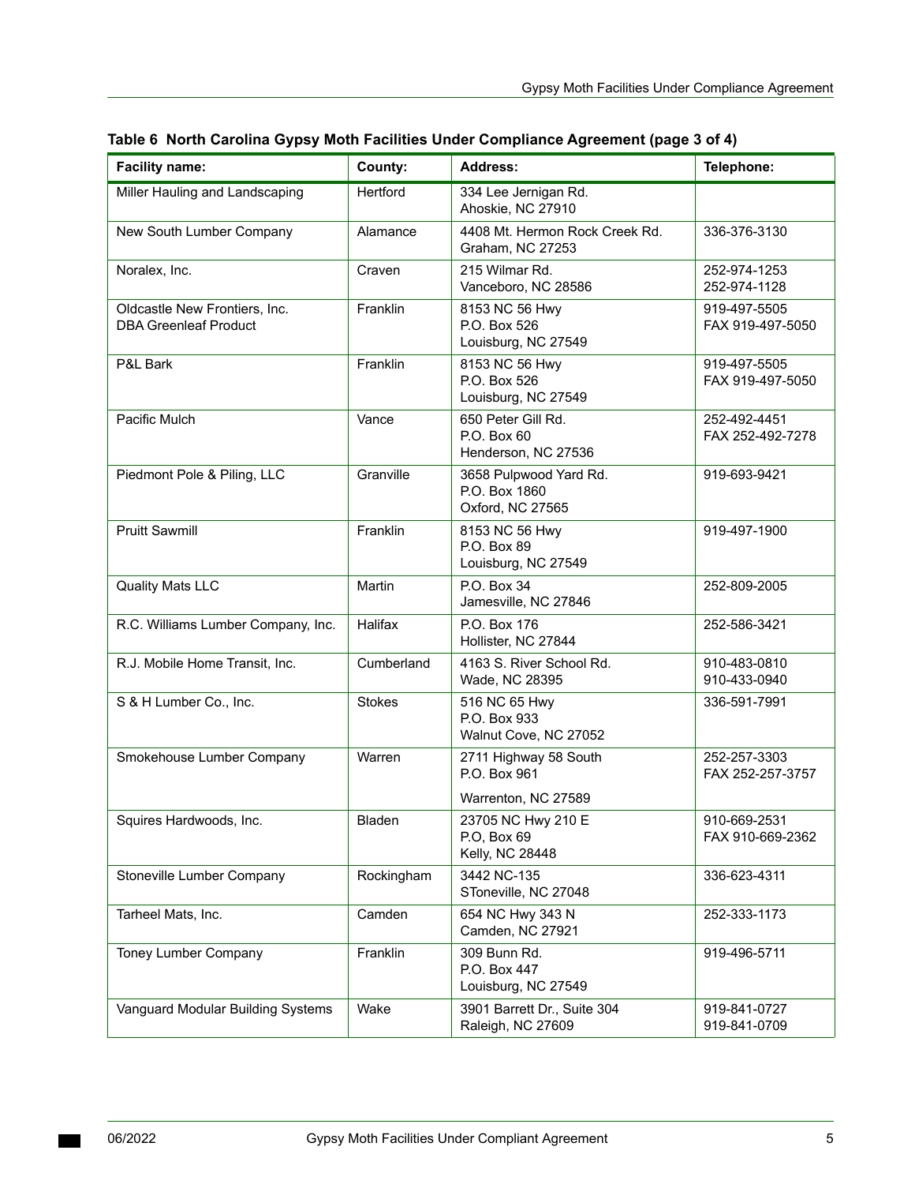**Table 6 North Carolina Gypsy Moth Facilities Under Compliance Agreement (page 3 of 4)**

| Facility name: | County: | Address: | Telephone: |
|---|---|---|---|
| Miller Hauling and Landscaping | Hertford | 334 Lee Jernigan Rd.<br>Ahoskie, NC 27910 | |
| New South Lumber Company | Alamance | 4408 Mt. Hermon Rock Creek Rd.<br>Graham, NC 27253 | 336-376-3130 |
| Noralex, Inc. | Craven | 215 Wilmar Rd.<br>Vanceboro, NC 28586 | 252-974-1253<br>252-974-1128 |
| Oldcastle New Frontiers, Inc.<br>DBA Greenleaf Product | Franklin | 8153 NC 56 Hwy<br>P.O. Box 526<br>Louisburg, NC 27549 | 919-497-5505<br>FAX 919-497-5050 |
| P&L Bark | Franklin | 8153 NC 56 Hwy<br>P.O. Box 526<br>Louisburg, NC 27549 | 919-497-5505<br>FAX 919-497-5050 |
| Pacific Mulch | Vance | 650 Peter Gill Rd.<br>P.O. Box 60<br>Henderson, NC 27536 | 252-492-4451<br>FAX 252-492-7278 |
| Piedmont Pole & Piling, LLC | Granville | 3658 Pulpwood Yard Rd.<br>P.O. Box 1860<br>Oxford, NC 27565 | 919-693-9421 |
| Pruitt Sawmill | Franklin | 8153 NC 56 Hwy<br>P.O. Box 89<br>Louisburg, NC 27549 | 919-497-1900 |
| Quality Mats LLC | Martin | P.O. Box 34<br>Jamesville, NC 27846 | 252-809-2005 |
| R.C. Williams Lumber Company, Inc. | Halifax | P.O. Box 176<br>Hollister, NC 27844 | 252-586-3421 |
| R.J. Mobile Home Transit, Inc. | Cumberland | 4163 S. River School Rd.<br>Wade, NC 28395 | 910-483-0810<br>910-433-0940 |
| S & H Lumber Co., Inc. | Stokes | 516 NC 65 Hwy<br>P.O. Box 933<br>Walnut Cove, NC 27052 | 336-591-7991 |
| Smokehouse Lumber Company | Warren | 2711 Highway 58 South<br>P.O. Box 961<br>Warrenton, NC 27589 | 252-257-3303<br>FAX 252-257-3757 |
| Squires Hardwoods, Inc. | Bladen | 23705 NC Hwy 210 E<br>P,O, Box 69<br>Kelly, NC 28448 | 910-669-2531<br>FAX 910-669-2362 |
| Stoneville Lumber Company | Rockingham | 3442 NC-135<br>SToneville, NC 27048 | 336-623-4311 |
| Tarheel Mats, Inc. | Camden | 654 NC Hwy 343 N<br>Camden, NC 27921 | 252-333-1173 |
| Toney Lumber Company | Franklin | 309 Bunn Rd.<br>P.O. Box 447<br>Louisburg, NC 27549 | 919-496-5711 |
| Vanguard Modular Building Systems | Wake | 3901 Barrett Dr., Suite 304<br>Raleigh, NC 27609 | 919-841-0727<br>919-841-0709 |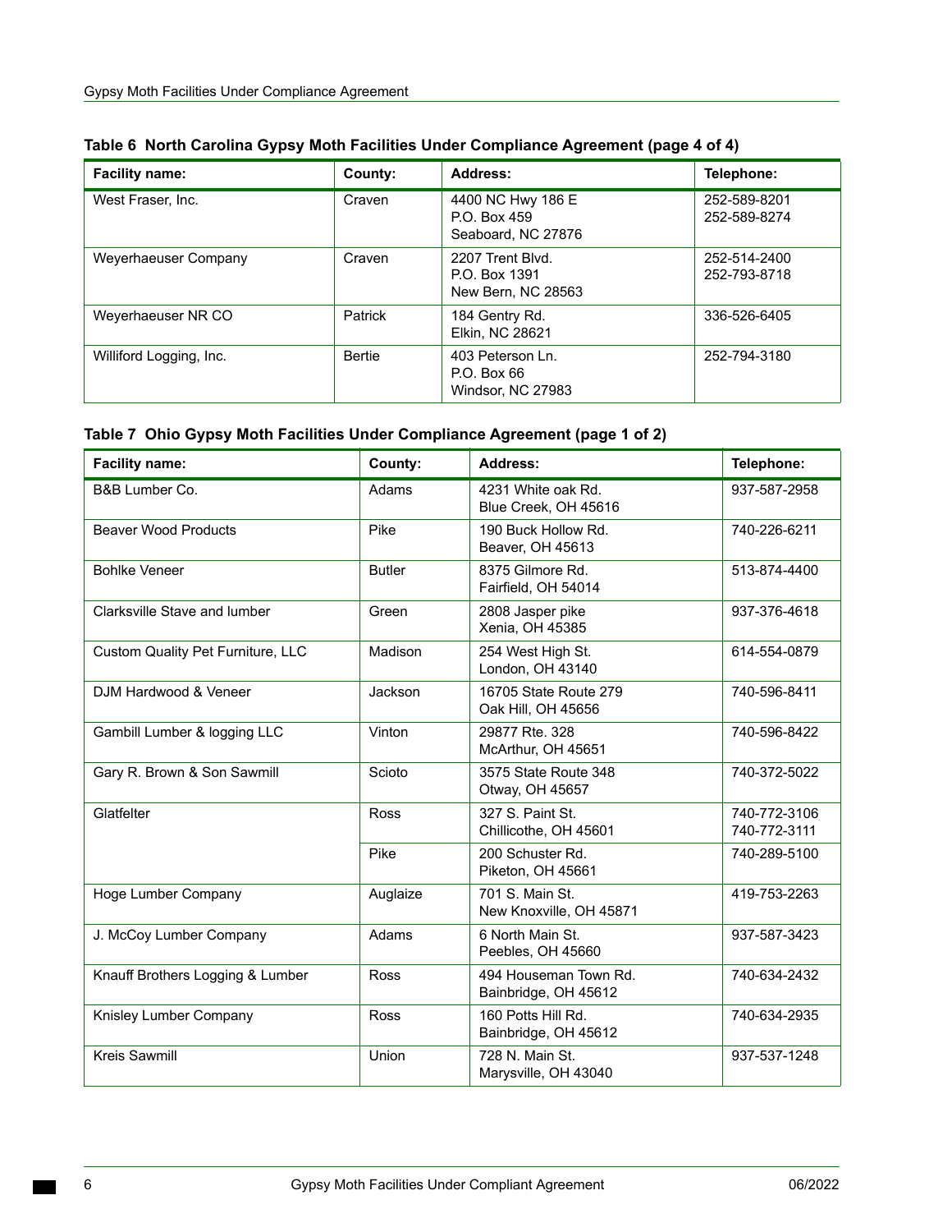**Table 6 North Carolina Gypsy Moth Facilities Under Compliance Agreement (page 4 of 4)**

| Facility name: | County: | Address: | Telephone: |
|---|---|---|---|
| West Fraser, Inc. | Craven | 4400 NC Hwy 186 E<br>P.O. Box 459<br>Seaboard, NC 27876 | 252-589-8201<br>252-589-8274 |
| Weyerhaeuser Company | Craven | 2207 Trent Blvd.<br>P.O. Box 1391<br>New Bern, NC 28563 | 252-514-2400<br>252-793-8718 |
| Weyerhaeuser NR CO | Patrick | 184 Gentry Rd.<br>Elkin, NC 28621 | 336-526-6405 |
| Williford Logging, Inc. | Bertie | 403 Peterson Ln.<br>P.O. Box 66<br>Windsor, NC 27983 | 252-794-3180 |

**Table 7 Ohio Gypsy Moth Facilities Under Compliance Agreement (page 1 of 2)**

| Facility name: | County: | Address: | Telephone: |
|---|---|---|---|
| B&B Lumber Co. | Adams | 4231 White oak Rd.<br>Blue Creek, OH 45616 | 937-587-2958 |
| Beaver Wood Products | Pike | 190 Buck Hollow Rd.<br>Beaver, OH 45613 | 740-226-6211 |
| Bohlke Veneer | Butler | 8375 Gilmore Rd.<br>Fairfield, OH 54014 | 513-874-4400 |
| Clarksville Stave and lumber | Green | 2808 Jasper pike<br>Xenia, OH 45385 | 937-376-4618 |
| Custom Quality Pet Furniture, LLC | Madison | 254 West High St.<br>London, OH 43140 | 614-554-0879 |
| DJM Hardwood & Veneer | Jackson | 16705 State Route 279<br>Oak Hill, OH 45656 | 740-596-8411 |
| Gambill Lumber & logging LLC | Vinton | 29877 Rte. 328<br>McArthur, OH 45651 | 740-596-8422 |
| Gary R. Brown & Son Sawmill | Scioto | 3575 State Route 348<br>Otway, OH 45657 | 740-372-5022 |
| Glatfelter | Ross | 327 S. Paint St.<br>Chillicothe, OH 45601 | 740-772-3106<br>740-772-3111 |
| | Pike | 200 Schuster Rd.<br>Piketon, OH 45661 | 740-289-5100 |
| Hoge Lumber Company | Auglaize | 701 S. Main St.<br>New Knoxville, OH 45871 | 419-753-2263 |
| J. McCoy Lumber Company | Adams | 6 North Main St.<br>Peebles, OH 45660 | 937-587-3423 |
| Knauff Brothers Logging & Lumber | Ross | 494 Houseman Town Rd.<br>Bainbridge, OH 45612 | 740-634-2432 |
| Knisley Lumber Company | Ross | 160 Potts Hill Rd.<br>Bainbridge, OH 45612 | 740-634-2935 |
| Kreis Sawmill | Union | 728 N. Main St.<br>Marysville, OH 43040 | 937-537-1248 |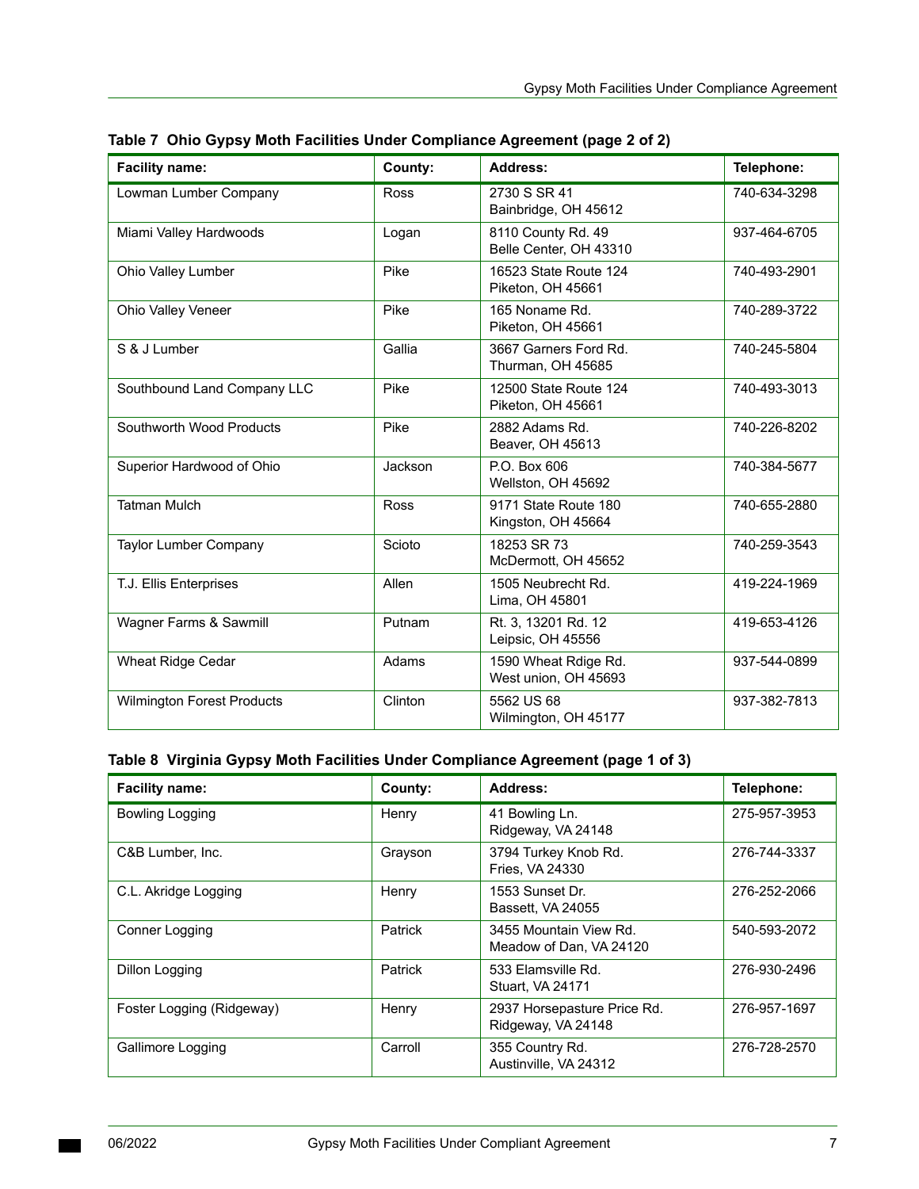**Table 7 Ohio Gypsy Moth Facilities Under Compliance Agreement (page 2 of 2)**

| Facility name: | County: | Address: | Telephone: |
|---|---|---|---|
| Lowman Lumber Company | Ross | 2730 S SR 41<br>Bainbridge, OH 45612 | 740-634-3298 |
| Miami Valley Hardwoods | Logan | 8110 County Rd. 49<br>Belle Center, OH 43310 | 937-464-6705 |
| Ohio Valley Lumber | Pike | 16523 State Route 124<br>Piketon, OH 45661 | 740-493-2901 |
| Ohio Valley Veneer | Pike | 165 Noname Rd.<br>Piketon, OH 45661 | 740-289-3722 |
| S & J Lumber | Gallia | 3667 Garners Ford Rd.<br>Thurman, OH 45685 | 740-245-5804 |
| Southbound Land Company LLC | Pike | 12500 State Route 124<br>Piketon, OH 45661 | 740-493-3013 |
| Southworth Wood Products | Pike | 2882 Adams Rd.<br>Beaver, OH 45613 | 740-226-8202 |
| Superior Hardwood of Ohio | Jackson | P.O. Box 606<br>Wellston, OH 45692 | 740-384-5677 |
| Tatman Mulch | Ross | 9171 State Route 180<br>Kingston, OH 45664 | 740-655-2880 |
| Taylor Lumber Company | Scioto | 18253 SR 73<br>McDermott, OH 45652 | 740-259-3543 |
| T.J. Ellis Enterprises | Allen | 1505 Neubrecht Rd.<br>Lima, OH 45801 | 419-224-1969 |
| Wagner Farms & Sawmill | Putnam | Rt. 3, 13201 Rd. 12<br>Leipsic, OH 45556 | 419-653-4126 |
| Wheat Ridge Cedar | Adams | 1590 Wheat Rdige Rd.<br>West union, OH 45693 | 937-544-0899 |
| Wilmington Forest Products | Clinton | 5562 US 68<br>Wilmington, OH 45177 | 937-382-7813 |

**Table 8 Virginia Gypsy Moth Facilities Under Compliance Agreement (page 1 of 3)**

| Facility name: | County: | Address: | Telephone: |
|---|---|---|---|
| Bowling Logging | Henry | 41 Bowling Ln.<br>Ridgeway, VA 24148 | 275-957-3953 |
| C&B Lumber, Inc. | Grayson | 3794 Turkey Knob Rd.<br>Fries, VA 24330 | 276-744-3337 |
| C.L. Akridge Logging | Henry | 1553 Sunset Dr.<br>Bassett, VA 24055 | 276-252-2066 |
| Conner Logging | Patrick | 3455 Mountain View Rd.<br>Meadow of Dan, VA 24120 | 540-593-2072 |
| Dillon Logging | Patrick | 533 Elamsville Rd.<br>Stuart, VA 24171 | 276-930-2496 |
| Foster Logging (Ridgeway) | Henry | 2937 Horsepasture Price Rd.<br>Ridgeway, VA 24148 | 276-957-1697 |
| Gallimore Logging | Carroll | 355 Country Rd.<br>Austinville, VA 24312 | 276-728-2570 |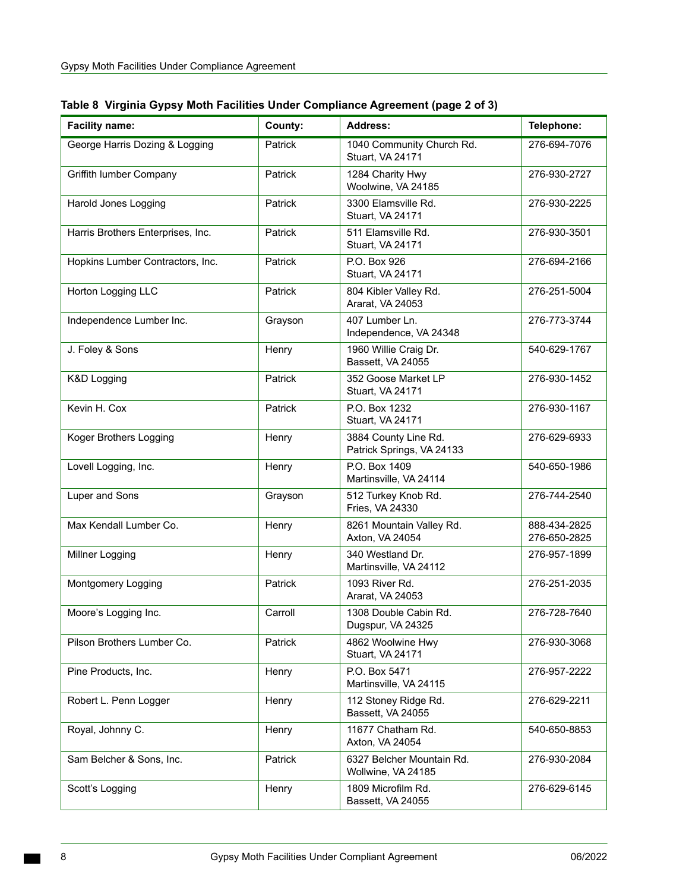**Table 8 Virginia Gypsy Moth Facilities Under Compliance Agreement (page 2 of 3)**

| Facility name: | County: | Address: | Telephone: |
|---|---|---|---|
| George Harris Dozing & Logging | Patrick | 1040 Community Church Rd.<br>Stuart, VA 24171 | 276-694-7076 |
| Griffith lumber Company | Patrick | 1284 Charity Hwy<br>Woolwine, VA 24185 | 276-930-2727 |
| Harold Jones Logging | Patrick | 3300 Elamsville Rd.<br>Stuart, VA 24171 | 276-930-2225 |
| Harris Brothers Enterprises, Inc. | Patrick | 511 Elamsville Rd.<br>Stuart, VA 24171 | 276-930-3501 |
| Hopkins Lumber Contractors, Inc. | Patrick | P.O. Box 926<br>Stuart, VA 24171 | 276-694-2166 |
| Horton Logging LLC | Patrick | 804 Kibler Valley Rd.<br>Ararat, VA 24053 | 276-251-5004 |
| Independence Lumber Inc. | Grayson | 407 Lumber Ln.<br>Independence, VA 24348 | 276-773-3744 |
| J. Foley & Sons | Henry | 1960 Willie Craig Dr.<br>Bassett, VA 24055 | 540-629-1767 |
| K&D Logging | Patrick | 352 Goose Market LP<br>Stuart, VA 24171 | 276-930-1452 |
| Kevin H. Cox | Patrick | P.O. Box 1232<br>Stuart, VA 24171 | 276-930-1167 |
| Koger Brothers Logging | Henry | 3884 County Line Rd.<br>Patrick Springs, VA 24133 | 276-629-6933 |
| Lovell Logging, Inc. | Henry | P.O. Box 1409<br>Martinsville, VA 24114 | 540-650-1986 |
| Luper and Sons | Grayson | 512 Turkey Knob Rd.<br>Fries, VA 24330 | 276-744-2540 |
| Max Kendall Lumber Co. | Henry | 8261 Mountain Valley Rd.<br>Axton, VA 24054 | 888-434-2825<br>276-650-2825 |
| Millner Logging | Henry | 340 Westland Dr.<br>Martinsville, VA 24112 | 276-957-1899 |
| Montgomery Logging | Patrick | 1093 River Rd.<br>Ararat, VA 24053 | 276-251-2035 |
| Moore's Logging Inc. | Carroll | 1308 Double Cabin Rd.<br>Dugspur, VA 24325 | 276-728-7640 |
| Pilson Brothers Lumber Co. | Patrick | 4862 Woolwine Hwy<br>Stuart, VA 24171 | 276-930-3068 |
| Pine Products, Inc. | Henry | P.O. Box 5471<br>Martinsville, VA 24115 | 276-957-2222 |
| Robert L. Penn Logger | Henry | 112 Stoney Ridge Rd.<br>Bassett, VA 24055 | 276-629-2211 |
| Royal, Johnny C. | Henry | 11677 Chatham Rd.<br>Axton, VA 24054 | 540-650-8853 |
| Sam Belcher & Sons, Inc. | Patrick | 6327 Belcher Mountain Rd.<br>Wollwine, VA 24185 | 276-930-2084 |
| Scott's Logging | Henry | 1809 Microfilm Rd.<br>Bassett, VA 24055 | 276-629-6145 |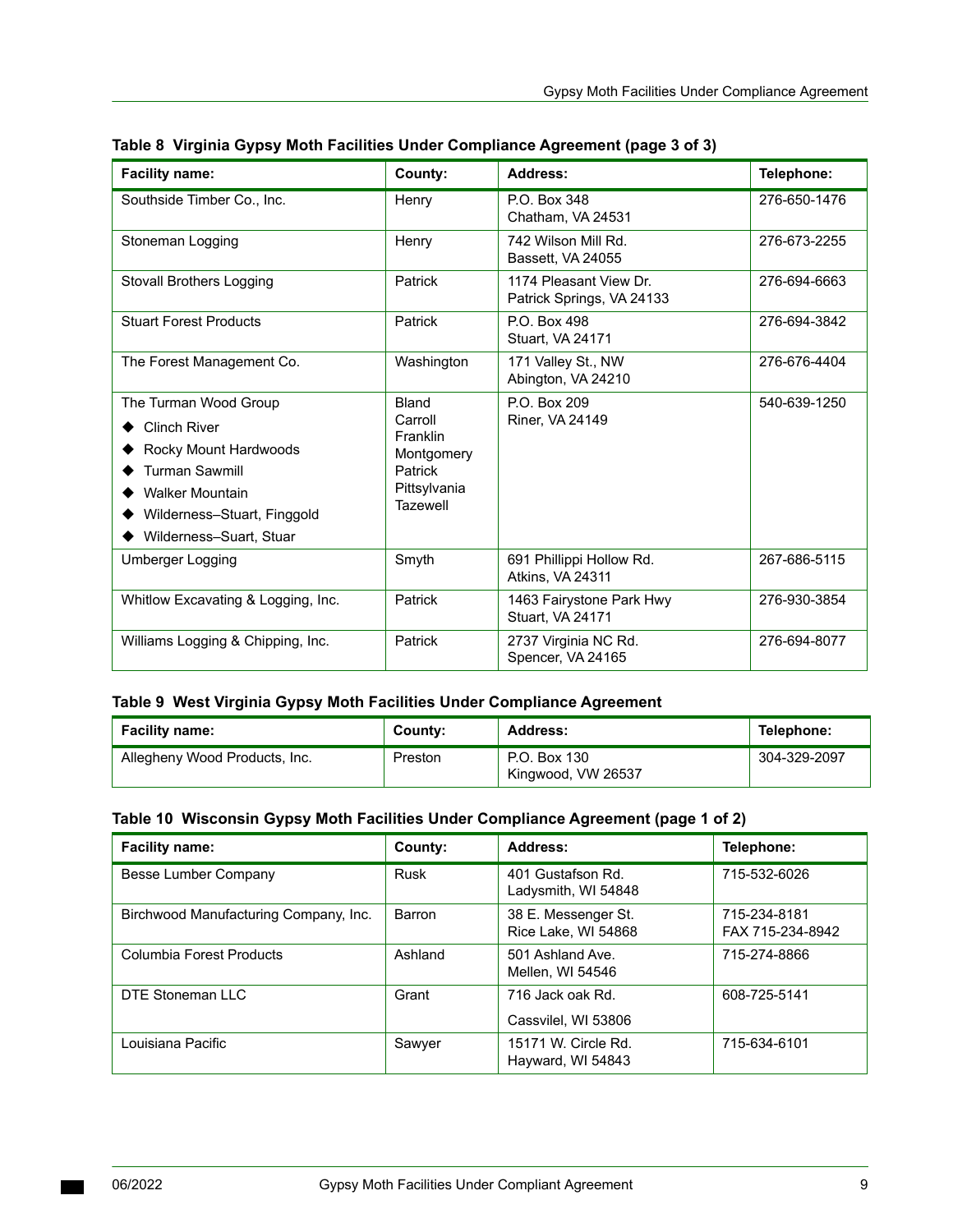**Table 8  Virginia Gypsy Moth Facilities Under Compliance Agreement (page 3 of 3)**

| Facility name: | County: | Address: | Telephone: |
|---|---|---|---|
| Southside Timber Co., Inc. | Henry | P.O. Box 348<br>Chatham, VA 24531 | 276-650-1476 |
| Stoneman Logging | Henry | 742 Wilson Mill Rd.<br>Bassett, VA 24055 | 276-673-2255 |
| Stovall Brothers Logging | Patrick | 1174 Pleasant View Dr.<br>Patrick Springs, VA 24133 | 276-694-6663 |
| Stuart Forest Products | Patrick | P.O. Box 498<br>Stuart, VA 24171 | 276-694-3842 |
| The Forest Management Co. | Washington | 171 Valley St., NW<br>Abington, VA 24210 | 276-676-4404 |
| The Turman Wood Group<br>◆ Clinch River<br>◆ Rocky Mount Hardwoods<br>◆ Turman Sawmill<br>◆ Walker Mountain<br>◆ Wilderness–Stuart, Finggold<br>◆ Wilderness–Suart, Stuar | Bland<br>Carroll<br>Franklin<br>Montgomery<br>Patrick<br>Pittsylvania<br>Tazewell | P.O. Box 209<br>Riner, VA 24149 | 540-639-1250 |
| Umberger Logging | Smyth | 691 Phillippi Hollow Rd.<br>Atkins, VA 24311 | 267-686-5115 |
| Whitlow Excavating & Logging, Inc. | Patrick | 1463 Fairystone Park Hwy<br>Stuart, VA 24171 | 276-930-3854 |
| Williams Logging & Chipping, Inc. | Patrick | 2737 Virginia NC Rd.<br>Spencer, VA 24165 | 276-694-8077 |

**Table 9  West Virginia Gypsy Moth Facilities Under Compliance Agreement**

| Facility name: | County: | Address: | Telephone: |
|---|---|---|---|
| Allegheny Wood Products, Inc. | Preston | P.O. Box 130<br>Kingwood, VW 26537 | 304-329-2097 |

**Table 10  Wisconsin Gypsy Moth Facilities Under Compliance Agreement (page 1 of 2)**

| Facility name: | County: | Address: | Telephone: |
|---|---|---|---|
| Besse Lumber Company | Rusk | 401 Gustafson Rd.<br>Ladysmith, WI 54848 | 715-532-6026 |
| Birchwood Manufacturing Company, Inc. | Barron | 38 E. Messenger St.<br>Rice Lake, WI 54868 | 715-234-8181<br>FAX 715-234-8942 |
| Columbia Forest Products | Ashland | 501 Ashland Ave.<br>Mellen, WI 54546 | 715-274-8866 |
| DTE Stoneman LLC | Grant | 716 Jack oak Rd.<br>Cassvilel, WI 53806 | 608-725-5141 |
| Louisiana Pacific | Sawyer | 15171 W. Circle Rd.<br>Hayward, WI 54843 | 715-634-6101 |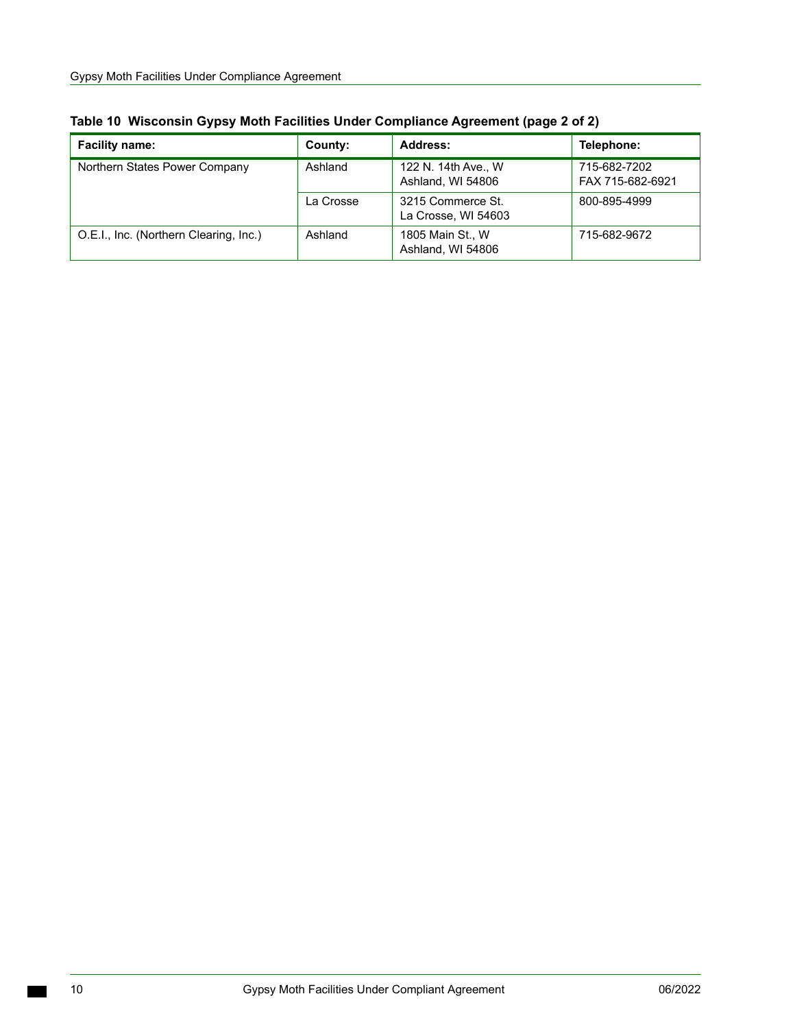**Table 10 Wisconsin Gypsy Moth Facilities Under Compliance Agreement (page 2 of 2)**

| Facility name: | County: | Address: | Telephone: |
|---|---|---|---|
| Northern States Power Company | Ashland | 122 N. 14th Ave., W<br>Ashland, WI 54806 | 715-682-7202<br>FAX 715-682-6921 |
| | La Crosse | 3215 Commerce St.<br>La Crosse, WI 54603 | 800-895-4999 |
| O.E.I., Inc. (Northern Clearing, Inc.) | Ashland | 1805 Main St., W<br>Ashland, WI 54806 | 715-682-9672 |